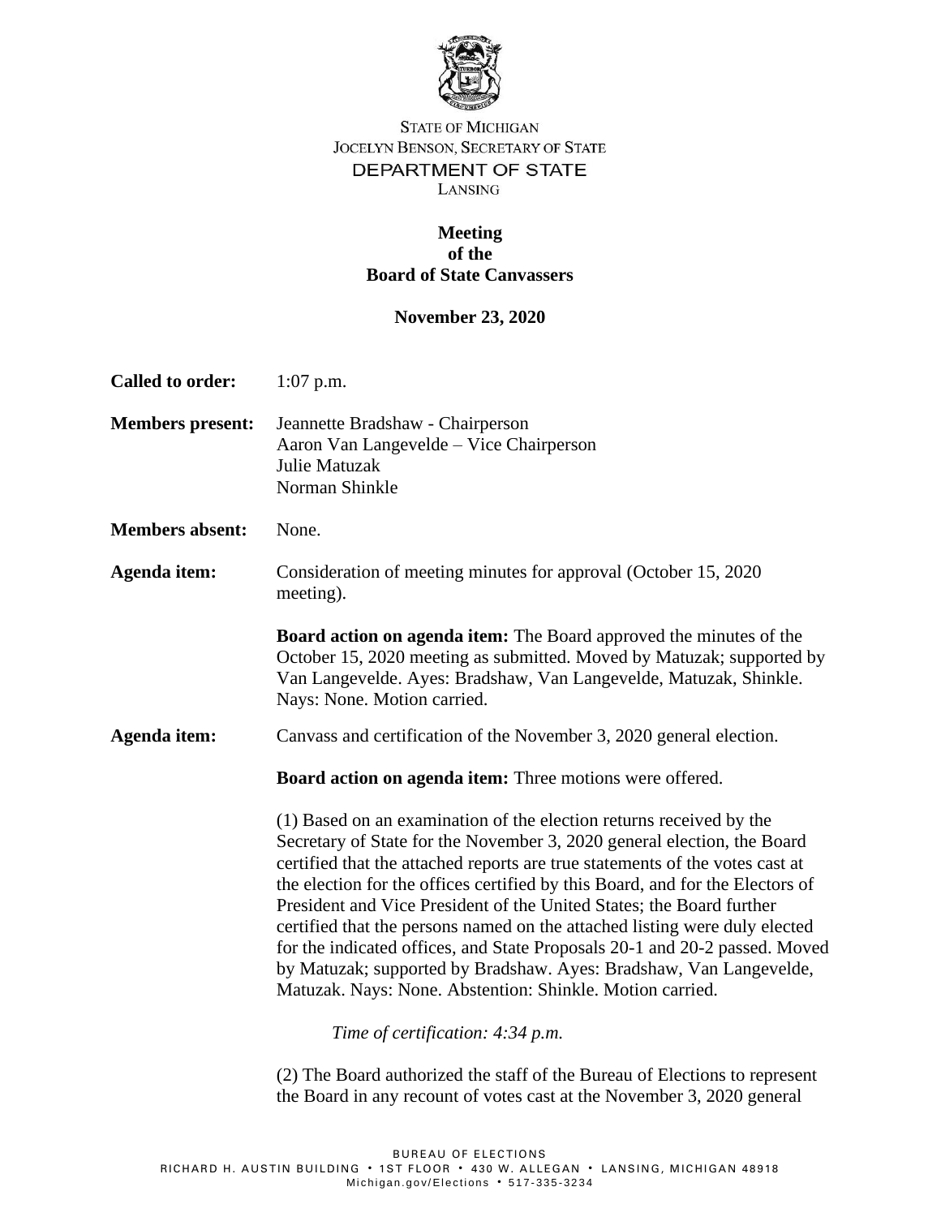STATE OF MICHIGAN
JOCELYN BENSON, SECRETARY OF STATE
DEPARTMENT OF STATE
LANSING

# Meeting of the Board of State Canvassers

**November 23, 2020**

**Called to order:** 1:07 p.m.

**Members present:** Jeannette Bradshaw - Chairperson
Aaron Van Langevelde – Vice Chairperson
Julie Matuzak
Norman Shinkle

**Members absent:** None.

**Agenda item:** Consideration of meeting minutes for approval (October 15, 2020 meeting).

**Board action on agenda item:** The Board approved the minutes of the October 15, 2020 meeting as submitted. Moved by Matuzak; supported by Van Langevelde. Ayes: Bradshaw, Van Langevelde, Matuzak, Shinkle. Nays: None. Motion carried.

**Agenda item:** Canvass and certification of the November 3, 2020 general election.

**Board action on agenda item:** Three motions were offered.

(1) Based on an examination of the election returns received by the Secretary of State for the November 3, 2020 general election, the Board certified that the attached reports are true statements of the votes cast at the election for the offices certified by this Board, and for the Electors of President and Vice President of the United States; the Board further certified that the persons named on the attached listing were duly elected for the indicated offices, and State Proposals 20-1 and 20-2 passed. Moved by Matuzak; supported by Bradshaw. Ayes: Bradshaw, Van Langevelde, Matuzak. Nays: None. Abstention: Shinkle. Motion carried.

*Time of certification: 4:34 p.m.*

(2) The Board authorized the staff of the Bureau of Elections to represent the Board in any recount of votes cast at the November 3, 2020 general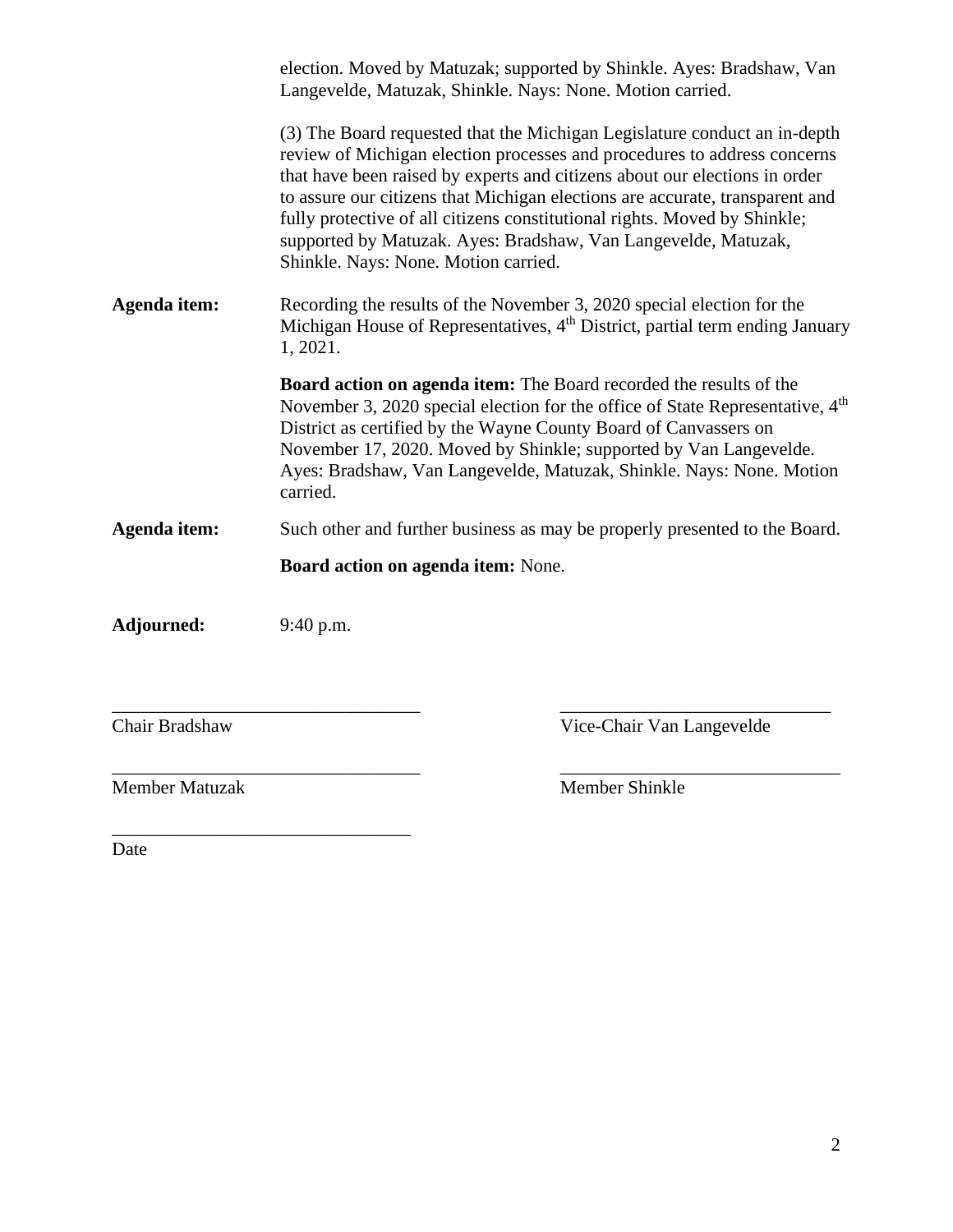election. Moved by Matuzak; supported by Shinkle. Ayes: Bradshaw, Van Langevelde, Matuzak, Shinkle. Nays: None. Motion carried.

(3) The Board requested that the Michigan Legislature conduct an in-depth review of Michigan election processes and procedures to address concerns that have been raised by experts and citizens about our elections in order to assure our citizens that Michigan elections are accurate, transparent and fully protective of all citizens constitutional rights. Moved by Shinkle; supported by Matuzak. Ayes: Bradshaw, Van Langevelde, Matuzak, Shinkle. Nays: None. Motion carried.

**Agenda item:** Recording the results of the November 3, 2020 special election for the Michigan House of Representatives, 4th District, partial term ending January 1, 2021.

**Board action on agenda item:** The Board recorded the results of the November 3, 2020 special election for the office of State Representative, 4th District as certified by the Wayne County Board of Canvassers on November 17, 2020. Moved by Shinkle; supported by Van Langevelde. Ayes: Bradshaw, Van Langevelde, Matuzak, Shinkle. Nays: None. Motion carried.

**Agenda item:** Such other and further business as may be properly presented to the Board.

**Board action on agenda item:** None.

**Adjourned:** 9:40 p.m.

\_\_\_\_\_\_\_\_\_\_\_\_\_\_\_\_\_\_\_\_\_\_\_\_\_\_\_\_\_\_\_\_\_
Chair Bradshaw

\_\_\_\_\_\_\_\_\_\_\_\_\_\_\_\_\_\_\_\_\_\_\_\_\_\_\_\_\_\_\_\_\_
Vice-Chair Van Langevelde

\_\_\_\_\_\_\_\_\_\_\_\_\_\_\_\_\_\_\_\_\_\_\_\_\_\_\_\_\_\_\_\_\_
Member Matuzak

\_\_\_\_\_\_\_\_\_\_\_\_\_\_\_\_\_\_\_\_\_\_\_\_\_\_\_\_\_\_\_\_\_
Member Shinkle

\_\_\_\_\_\_\_\_\_\_\_\_\_\_\_\_\_\_\_\_\_\_\_\_\_\_\_\_\_\_\_\_\_
Date